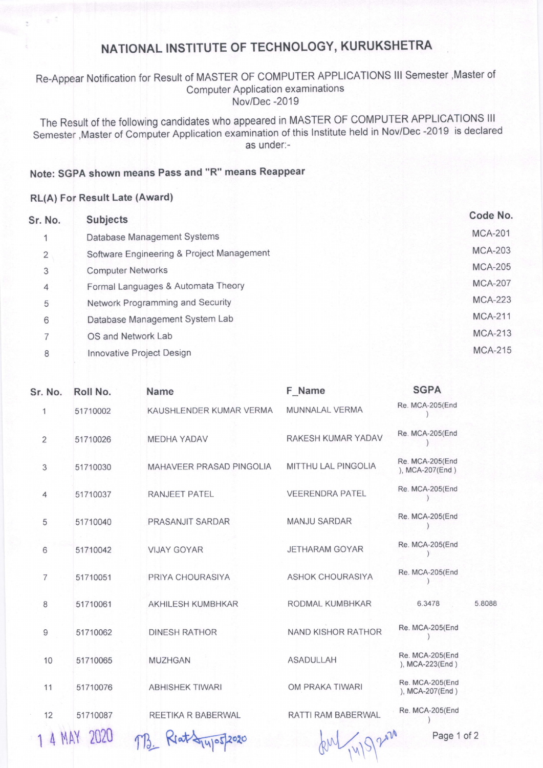# NATIONAL INSTITUTE OF TECHNOLOGY, KURUKSHETRA

Re-Appear Notification for Result of MASTER OF COMPUTER APPLICATIONS III Semester ,Master of Computer Application examinations
Nov/Dec -2019

The Result of the following candidates who appeared in MASTER OF COMPUTER APPLICATIONS III Semester ,Master of Computer Application examination of this Institute held in Nov/Dec -2019 is declared as under:-

**Note: SGPA shown means Pass and "R" means Reappear**

**RL(A) For Result Late (Award)**

| Sr. No. | Subjects | Code No. |
|---|---|---|
| 1 | Database Management Systems | MCA-201 |
| 2 | Software Engineering & Project Management | MCA-203 |
| 3 | Computer Networks | MCA-205 |
| 4 | Formal Languages & Automata Theory | MCA-207 |
| 5 | Network Programming and Security | MCA-223 |
| 6 | Database Management System Lab | MCA-211 |
| 7 | OS and Network Lab | MCA-213 |
| 8 | Innovative Project Design | MCA-215 |

| Sr. No. | Roll No. | Name | F_Name | SGPA | |
|---|---|---|---|---|---|
| 1 | 51710002 | KAUSHLENDER KUMAR VERMA | MUNNALAL VERMA | Re. MCA-205(End ) | |
| 2 | 51710026 | MEDHA YADAV | RAKESH KUMAR YADAV | Re. MCA-205(End ) | |
| 3 | 51710030 | MAHAVEER PRASAD PINGOLIA | MITTHU LAL PINGOLIA | Re. MCA-205(End ), MCA-207(End ) | |
| 4 | 51710037 | RANJEET PATEL | VEERENDRA PATEL | Re. MCA-205(End ) | |
| 5 | 51710040 | PRASANJIT SARDAR | MANJU SARDAR | Re. MCA-205(End ) | |
| 6 | 51710042 | VIJAY GOYAR | JETHARAM GOYAR | Re. MCA-205(End ) | |
| 7 | 51710051 | PRIYA CHOURASIYA | ASHOK CHOURASIYA | Re. MCA-205(End ) | |
| 8 | 51710061 | AKHILESH KUMBHKAR | RODMAL KUMBHKAR | 6.3478 | 5.8088 |
| 9 | 51710062 | DINESH RATHOR | NAND KISHOR RATHOR | Re. MCA-205(End ) | |
| 10 | 51710065 | MUZHGAN | ASADULLAH | Re. MCA-205(End ), MCA-223(End ) | |
| 11 | 51710076 | ABHISHEK TIWARI | OM PRAKA TIWARI | Re. MCA-205(End ), MCA-207(End ) | |
| 12 | 51710087 | REETIKA R BABERWAL | RATTI RAM BABERWAL | Re. MCA-205(End ) | |

14 MAY 2020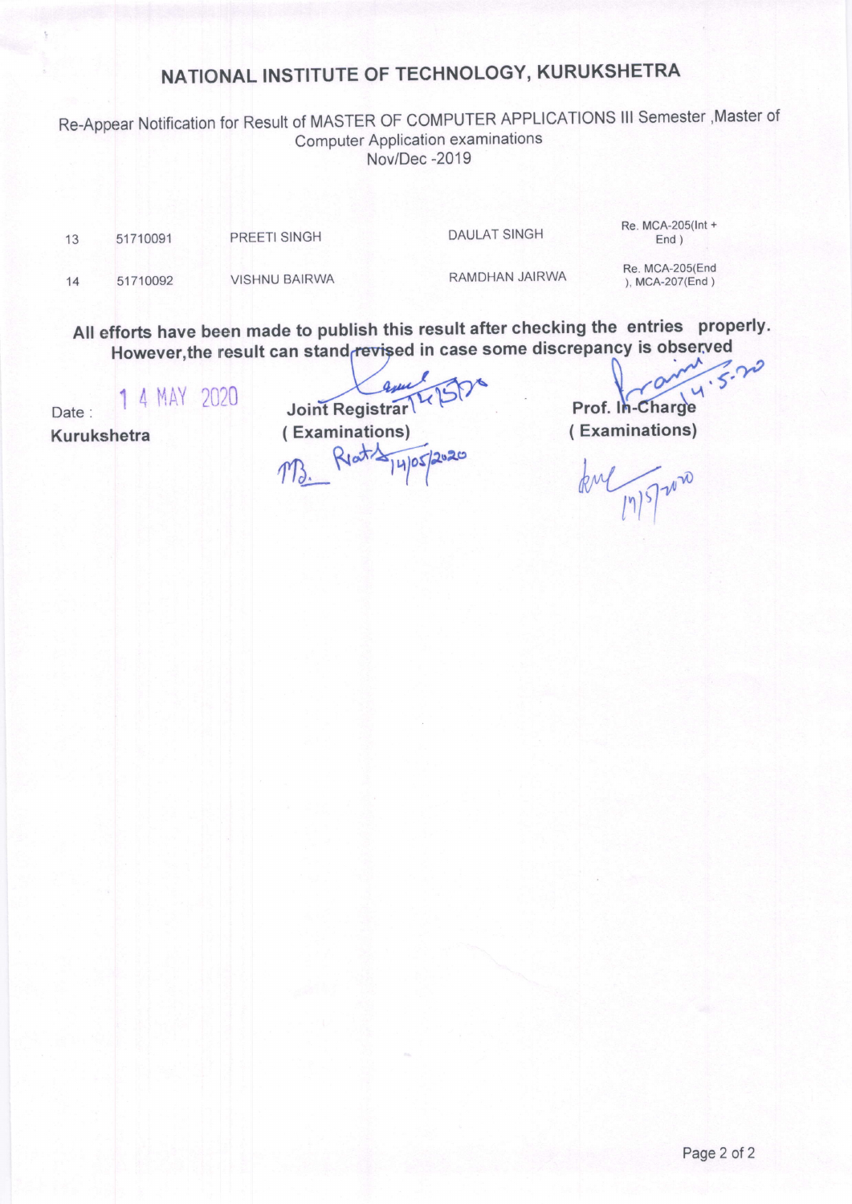# NATIONAL INSTITUTE OF TECHNOLOGY, KURUKSHETRA

Re-Appear Notification for Result of MASTER OF COMPUTER APPLICATIONS III Semester ,Master of Computer Application examinations
Nov/Dec -2019

| | | | | |
|---|---|---|---|---|
| 13 | 51710091 | PREETI SINGH | DAULAT SINGH | Re. MCA-205(Int + End ) |
| 14 | 51710092 | VISHNU BAIRWA | RAMDHAN JAIRWA | Re. MCA-205(End ), MCA-207(End ) |

**All efforts have been made to publish this result after checking the entries properly. However,the result can stand revised in case some discrepancy is observed**

Date : 14 MAY 2020

**Kurukshetra**

**Joint Registrar**
**( Examinations)**

**Prof. In-Charge**
**( Examinations)**